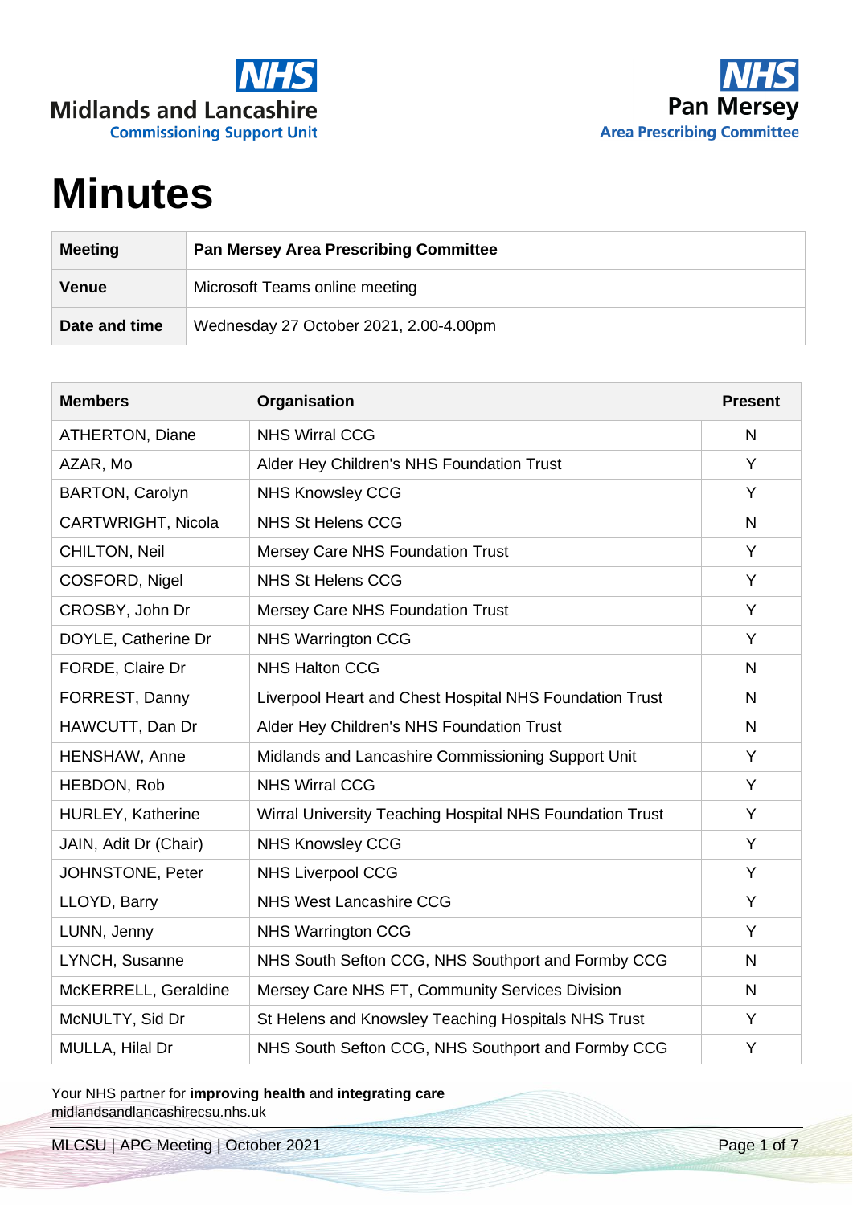# Minutes

| Meeting | Pan Mersey Area Prescribing Committee |
|---|---|
| Venue | Microsoft Teams online meeting |
| Date and time | Wednesday 27 October 2021, 2.00-4.00pm |

| Members | Organisation | Present |
|---|---|---|
| ATHERTON, Diane | NHS Wirral CCG | N |
| AZAR, Mo | Alder Hey Children's NHS Foundation Trust | Y |
| BARTON, Carolyn | NHS Knowsley CCG | Y |
| CARTWRIGHT, Nicola | NHS St Helens CCG | N |
| CHILTON, Neil | Mersey Care NHS Foundation Trust | Y |
| COSFORD, Nigel | NHS St Helens CCG | Y |
| CROSBY, John Dr | Mersey Care NHS Foundation Trust | Y |
| DOYLE, Catherine Dr | NHS Warrington CCG | Y |
| FORDE, Claire Dr | NHS Halton CCG | N |
| FORREST, Danny | Liverpool Heart and Chest Hospital NHS Foundation Trust | N |
| HAWCUTT, Dan Dr | Alder Hey Children's NHS Foundation Trust | N |
| HENSHAW, Anne | Midlands and Lancashire Commissioning Support Unit | Y |
| HEBDON, Rob | NHS Wirral CCG | Y |
| HURLEY, Katherine | Wirral University Teaching Hospital NHS Foundation Trust | Y |
| JAIN, Adit Dr (Chair) | NHS Knowsley CCG | Y |
| JOHNSTONE, Peter | NHS Liverpool CCG | Y |
| LLOYD, Barry | NHS West Lancashire CCG | Y |
| LUNN, Jenny | NHS Warrington CCG | Y |
| LYNCH, Susanne | NHS South Sefton CCG, NHS Southport and Formby CCG | N |
| McKERRELL, Geraldine | Mersey Care NHS FT, Community Services Division | N |
| McNULTY, Sid Dr | St Helens and Knowsley Teaching Hospitals NHS Trust | Y |
| MULLA, Hilal Dr | NHS South Sefton CCG, NHS Southport and Formby CCG | Y |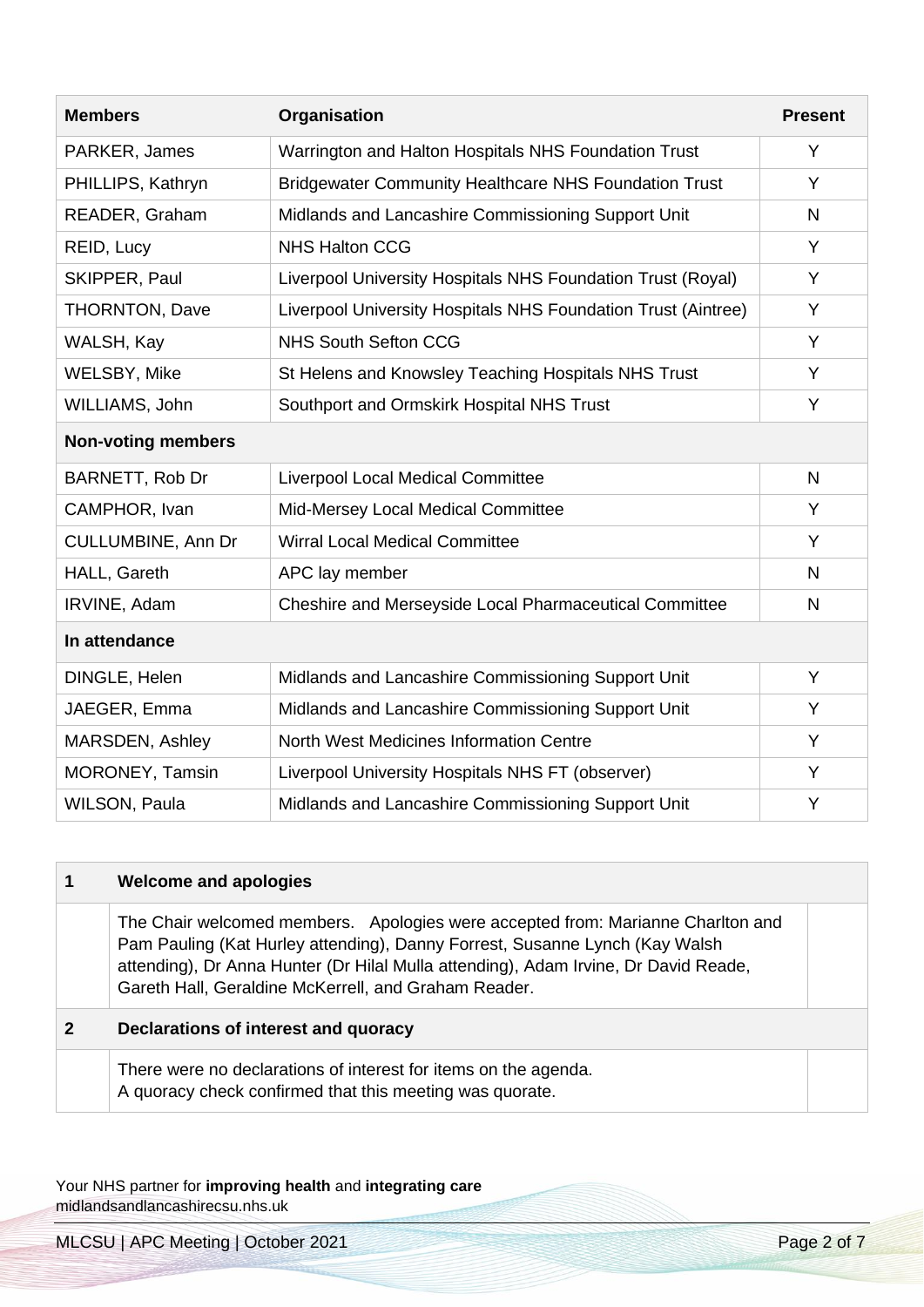| Members | Organisation | Present |
|---|---|---|
| PARKER, James | Warrington and Halton Hospitals NHS Foundation Trust | Y |
| PHILLIPS, Kathryn | Bridgewater Community Healthcare NHS Foundation Trust | Y |
| READER, Graham | Midlands and Lancashire Commissioning Support Unit | N |
| REID, Lucy | NHS Halton CCG | Y |
| SKIPPER, Paul | Liverpool University Hospitals NHS Foundation Trust (Royal) | Y |
| THORNTON, Dave | Liverpool University Hospitals NHS Foundation Trust (Aintree) | Y |
| WALSH, Kay | NHS South Sefton CCG | Y |
| WELSBY, Mike | St Helens and Knowsley Teaching Hospitals NHS Trust | Y |
| WILLIAMS, John | Southport and Ormskirk Hospital NHS Trust | Y |
| **Non-voting members** | | |
| BARNETT, Rob Dr | Liverpool Local Medical Committee | N |
| CAMPHOR, Ivan | Mid-Mersey Local Medical Committee | Y |
| CULLUMBINE, Ann Dr | Wirral Local Medical Committee | Y |
| HALL, Gareth | APC lay member | N |
| IRVINE, Adam | Cheshire and Merseyside Local Pharmaceutical Committee | N |
| **In attendance** | | |
| DINGLE, Helen | Midlands and Lancashire Commissioning Support Unit | Y |
| JAEGER, Emma | Midlands and Lancashire Commissioning Support Unit | Y |
| MARSDEN, Ashley | North West Medicines Information Centre | Y |
| MORONEY, Tamsin | Liverpool University Hospitals NHS FT (observer) | Y |
| WILSON, Paula | Midlands and Lancashire Commissioning Support Unit | Y |

| | | |
|---|---|---|
| **1** | **Welcome and apologies** | |
| | The Chair welcomed members. Apologies were accepted from: Marianne Charlton and Pam Pauling (Kat Hurley attending), Danny Forrest, Susanne Lynch (Kay Walsh attending), Dr Anna Hunter (Dr Hilal Mulla attending), Adam Irvine, Dr David Reade, Gareth Hall, Geraldine McKerrell, and Graham Reader. | |
| **2** | **Declarations of interest and quoracy** | |
| | There were no declarations of interest for items on the agenda.<br>A quoracy check confirmed that this meeting was quorate. | |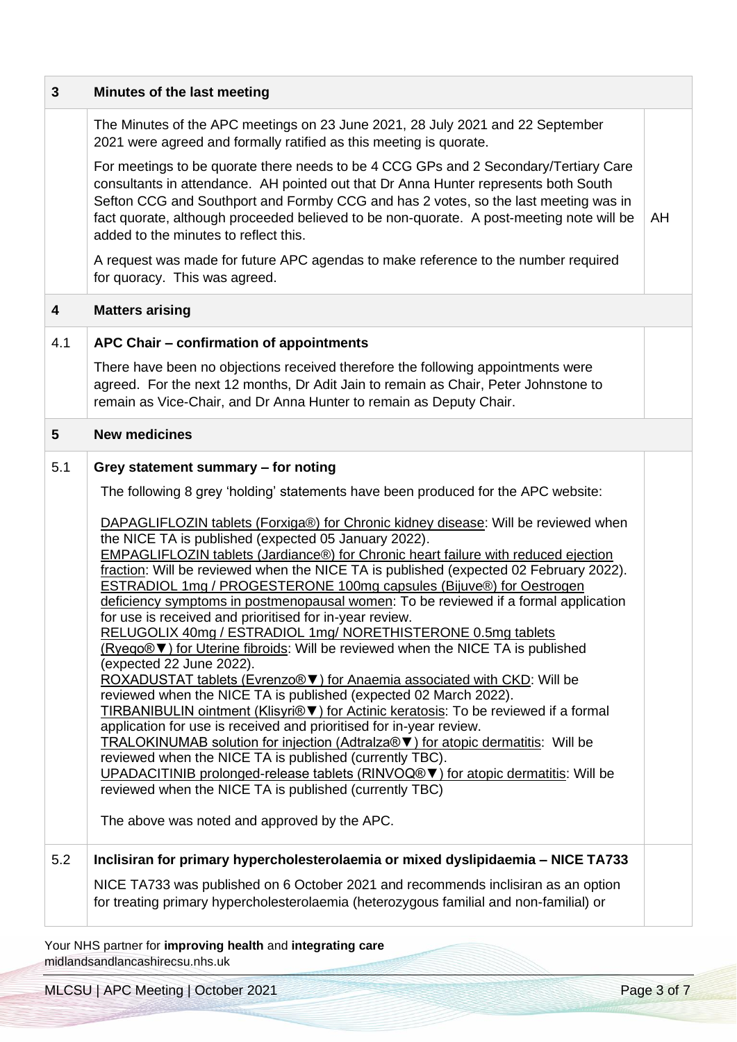| | | |
|---|---|---|
| **3** | **Minutes of the last meeting** | |
| | The Minutes of the APC meetings on 23 June 2021, 28 July 2021 and 22 September 2021 were agreed and formally ratified as this meeting is quorate.<br><br>For meetings to be quorate there needs to be 4 CCG GPs and 2 Secondary/Tertiary Care consultants in attendance. AH pointed out that Dr Anna Hunter represents both South Sefton CCG and Southport and Formby CCG and has 2 votes, so the last meeting was in fact quorate, although proceeded believed to be non-quorate. A post-meeting note will be added to the minutes to reflect this.<br><br>A request was made for future APC agendas to make reference to the number required for quoracy. This was agreed. | AH |
| **4** | **Matters arising** | |
| 4.1 | **APC Chair – confirmation of appointments**<br><br>There have been no objections received therefore the following appointments were agreed. For the next 12 months, Dr Adit Jain to remain as Chair, Peter Johnstone to remain as Vice-Chair, and Dr Anna Hunter to remain as Deputy Chair. | |
| **5** | **New medicines** | |
| 5.1 | **Grey statement summary – for noting**<br><br>The following 8 grey 'holding' statements have been produced for the APC website:<br><br>DAPAGLIFLOZIN tablets (Forxiga®) for Chronic kidney disease: Will be reviewed when the NICE TA is published (expected 05 January 2022).<br>EMPAGLIFLOZIN tablets (Jardiance®) for Chronic heart failure with reduced ejection fraction: Will be reviewed when the NICE TA is published (expected 02 February 2022).<br>ESTRADIOL 1mg / PROGESTERONE 100mg capsules (Bijuve®) for Oestrogen deficiency symptoms in postmenopausal women: To be reviewed if a formal application for use is received and prioritised for in-year review.<br>RELUGOLIX 40mg / ESTRADIOL 1mg/ NORETHISTERONE 0.5mg tablets (Ryeqo®▼) for Uterine fibroids: Will be reviewed when the NICE TA is published (expected 22 June 2022).<br>ROXADUSTAT tablets (Evrenzo®▼) for Anaemia associated with CKD: Will be reviewed when the NICE TA is published (expected 02 March 2022).<br>TIRBANIBULIN ointment (Klisyri®▼) for Actinic keratosis: To be reviewed if a formal application for use is received and prioritised for in-year review.<br>TRALOKINUMAB solution for injection (Adtralza®▼) for atopic dermatitis: Will be reviewed when the NICE TA is published (currently TBC).<br>UPADACITINIB prolonged-release tablets (RINVOQ®▼) for atopic dermatitis: Will be reviewed when the NICE TA is published (currently TBC)<br><br>The above was noted and approved by the APC. | |
| 5.2 | **Inclisiran for primary hypercholesterolaemia or mixed dyslipidaemia – NICE TA733**<br><br>NICE TA733 was published on 6 October 2021 and recommends inclisiran as an option for treating primary hypercholesterolaemia (heterozygous familial and non-familial) or | |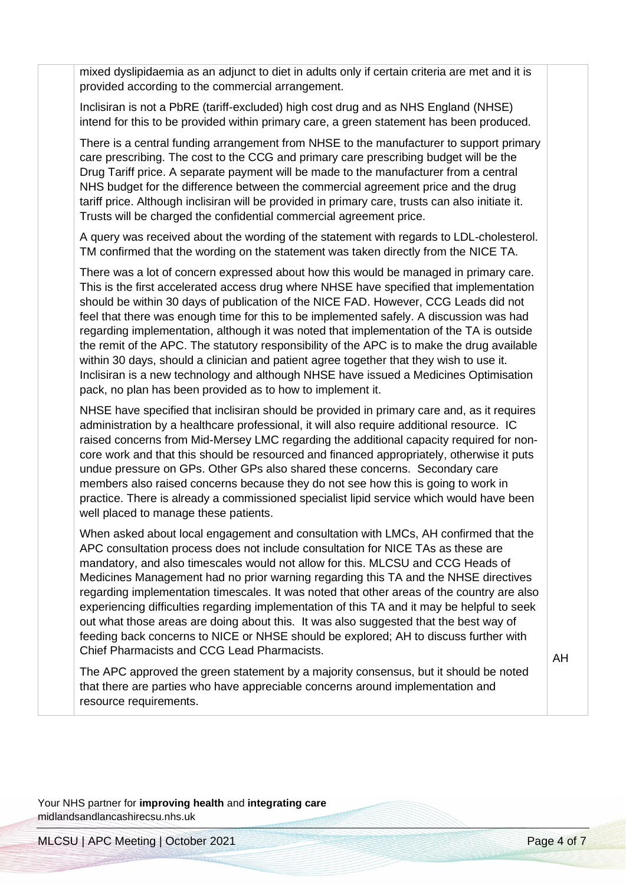| | | |
|---|---|---|
| | mixed dyslipidaemia as an adjunct to diet in adults only if certain criteria are met and it is provided according to the commercial arrangement.<br><br>Inclisiran is not a PbRE (tariff-excluded) high cost drug and as NHS England (NHSE) intend for this to be provided within primary care, a green statement has been produced.<br><br>There is a central funding arrangement from NHSE to the manufacturer to support primary care prescribing. The cost to the CCG and primary care prescribing budget will be the Drug Tariff price. A separate payment will be made to the manufacturer from a central NHS budget for the difference between the commercial agreement price and the drug tariff price. Although inclisiran will be provided in primary care, trusts can also initiate it. Trusts will be charged the confidential commercial agreement price.<br><br>A query was received about the wording of the statement with regards to LDL-cholesterol. TM confirmed that the wording on the statement was taken directly from the NICE TA.<br><br>There was a lot of concern expressed about how this would be managed in primary care. This is the first accelerated access drug where NHSE have specified that implementation should be within 30 days of publication of the NICE FAD. However, CCG Leads did not feel that there was enough time for this to be implemented safely. A discussion was had regarding implementation, although it was noted that implementation of the TA is outside the remit of the APC. The statutory responsibility of the APC is to make the drug available within 30 days, should a clinician and patient agree together that they wish to use it. Inclisiran is a new technology and although NHSE have issued a Medicines Optimisation pack, no plan has been provided as to how to implement it.<br><br>NHSE have specified that inclisiran should be provided in primary care and, as it requires administration by a healthcare professional, it will also require additional resource. IC raised concerns from Mid-Mersey LMC regarding the additional capacity required for non-core work and that this should be resourced and financed appropriately, otherwise it puts undue pressure on GPs. Other GPs also shared these concerns. Secondary care members also raised concerns because they do not see how this is going to work in practice. There is already a commissioned specialist lipid service which would have been well placed to manage these patients.<br><br>When asked about local engagement and consultation with LMCs, AH confirmed that the APC consultation process does not include consultation for NICE TAs as these are mandatory, and also timescales would not allow for this. MLCSU and CCG Heads of Medicines Management had no prior warning regarding this TA and the NHSE directives regarding implementation timescales. It was noted that other areas of the country are also experiencing difficulties regarding implementation of this TA and it may be helpful to seek out what those areas are doing about this. It was also suggested that the best way of feeding back concerns to NICE or NHSE should be explored; AH to discuss further with Chief Pharmacists and CCG Lead Pharmacists.<br><br>The APC approved the green statement by a majority consensus, but it should be noted that there are parties who have appreciable concerns around implementation and resource requirements. | AH |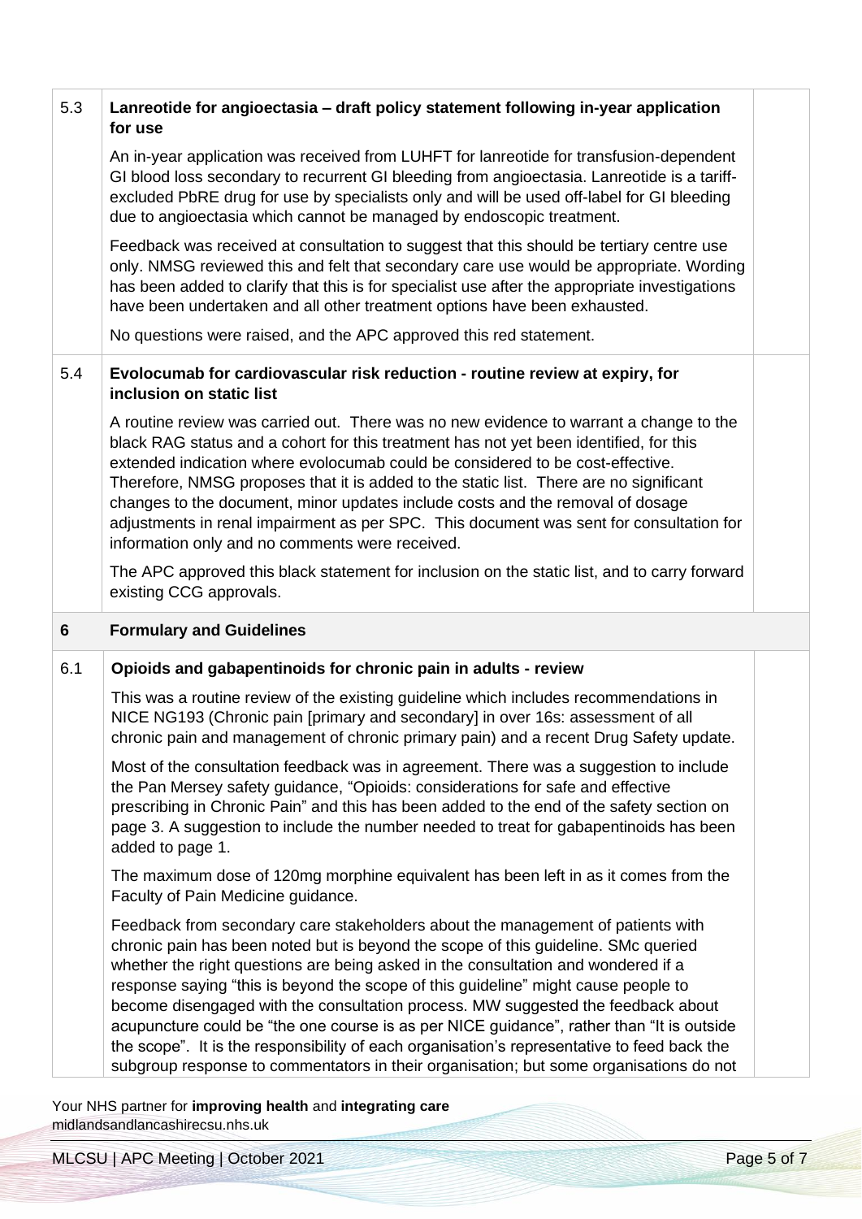| | | |
|---|---|---|
| 5.3 | **Lanreotide for angioectasia – draft policy statement following in-year application for use**<br><br>An in-year application was received from LUHFT for lanreotide for transfusion-dependent GI blood loss secondary to recurrent GI bleeding from angioectasia. Lanreotide is a tariff-excluded PbRE drug for use by specialists only and will be used off-label for GI bleeding due to angioectasia which cannot be managed by endoscopic treatment.<br><br>Feedback was received at consultation to suggest that this should be tertiary centre use only. NMSG reviewed this and felt that secondary care use would be appropriate. Wording has been added to clarify that this is for specialist use after the appropriate investigations have been undertaken and all other treatment options have been exhausted.<br><br>No questions were raised, and the APC approved this red statement. | |
| 5.4 | **Evolocumab for cardiovascular risk reduction - routine review at expiry, for inclusion on static list**<br><br>A routine review was carried out. There was no new evidence to warrant a change to the black RAG status and a cohort for this treatment has not yet been identified, for this extended indication where evolocumab could be considered to be cost-effective. Therefore, NMSG proposes that it is added to the static list. There are no significant changes to the document, minor updates include costs and the removal of dosage adjustments in renal impairment as per SPC. This document was sent for consultation for information only and no comments were received.<br><br>The APC approved this black statement for inclusion on the static list, and to carry forward existing CCG approvals. | |
| **6** | **Formulary and Guidelines** | |
| 6.1 | **Opioids and gabapentinoids for chronic pain in adults - review**<br><br>This was a routine review of the existing guideline which includes recommendations in NICE NG193 (Chronic pain [primary and secondary] in over 16s: assessment of all chronic pain and management of chronic primary pain) and a recent Drug Safety update.<br><br>Most of the consultation feedback was in agreement. There was a suggestion to include the Pan Mersey safety guidance, "Opioids: considerations for safe and effective prescribing in Chronic Pain" and this has been added to the end of the safety section on page 3. A suggestion to include the number needed to treat for gabapentinoids has been added to page 1.<br><br>The maximum dose of 120mg morphine equivalent has been left in as it comes from the Faculty of Pain Medicine guidance.<br><br>Feedback from secondary care stakeholders about the management of patients with chronic pain has been noted but is beyond the scope of this guideline. SMc queried whether the right questions are being asked in the consultation and wondered if a response saying "this is beyond the scope of this guideline" might cause people to become disengaged with the consultation process. MW suggested the feedback about acupuncture could be "the one course is as per NICE guidance", rather than "It is outside the scope". It is the responsibility of each organisation's representative to feed back the subgroup response to commentators in their organisation; but some organisations do not | |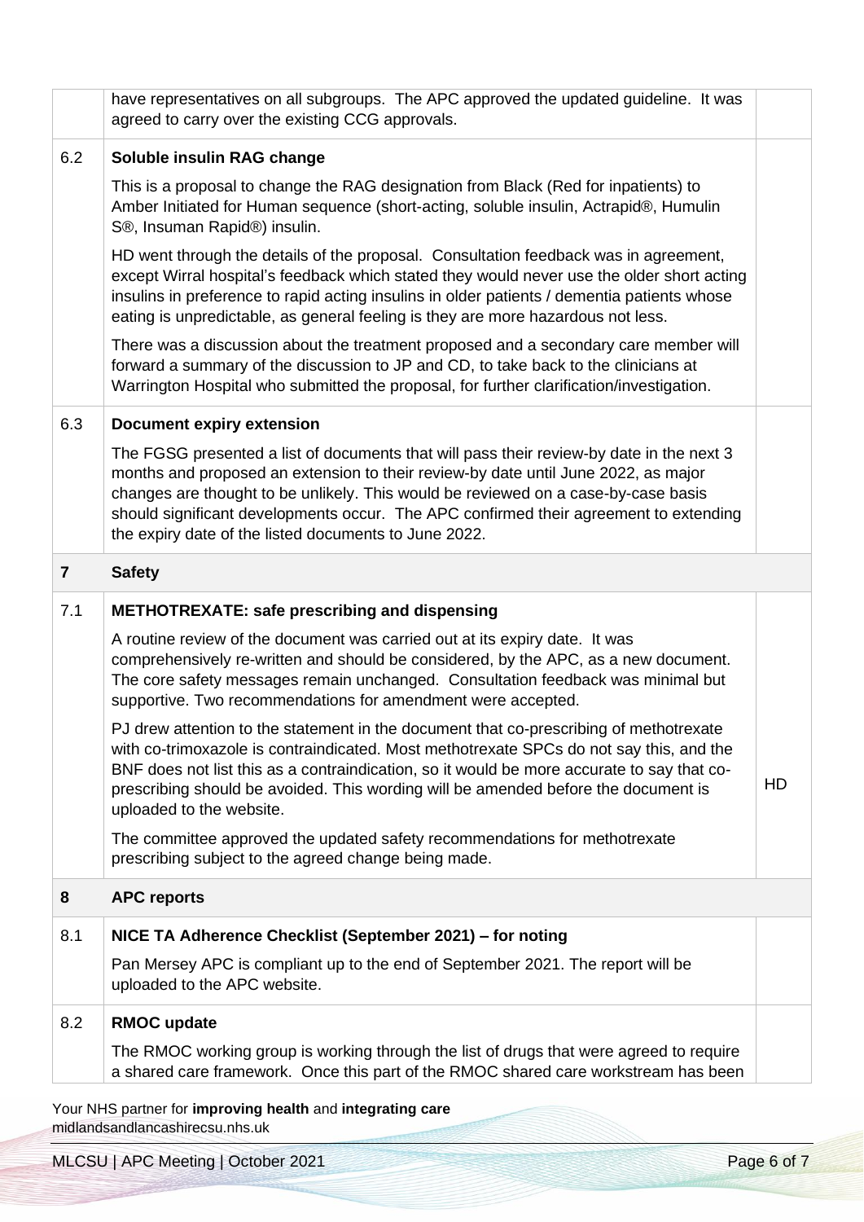| | | |
|---|---|---|
| | have representatives on all subgroups. The APC approved the updated guideline. It was agreed to carry over the existing CCG approvals. | |
| 6.2 | **Soluble insulin RAG change**<br><br>This is a proposal to change the RAG designation from Black (Red for inpatients) to Amber Initiated for Human sequence (short-acting, soluble insulin, Actrapid®, Humulin S®, Insuman Rapid®) insulin.<br><br>HD went through the details of the proposal. Consultation feedback was in agreement, except Wirral hospital's feedback which stated they would never use the older short acting insulins in preference to rapid acting insulins in older patients / dementia patients whose eating is unpredictable, as general feeling is they are more hazardous not less.<br><br>There was a discussion about the treatment proposed and a secondary care member will forward a summary of the discussion to JP and CD, to take back to the clinicians at Warrington Hospital who submitted the proposal, for further clarification/investigation. | |
| 6.3 | **Document expiry extension**<br><br>The FGSG presented a list of documents that will pass their review-by date in the next 3 months and proposed an extension to their review-by date until June 2022, as major changes are thought to be unlikely. This would be reviewed on a case-by-case basis should significant developments occur. The APC confirmed their agreement to extending the expiry date of the listed documents to June 2022. | |
| **7** | **Safety** | |
| 7.1 | **METHOTREXATE: safe prescribing and dispensing**<br><br>A routine review of the document was carried out at its expiry date. It was comprehensively re-written and should be considered, by the APC, as a new document. The core safety messages remain unchanged. Consultation feedback was minimal but supportive. Two recommendations for amendment were accepted.<br><br>PJ drew attention to the statement in the document that co-prescribing of methotrexate with co-trimoxazole is contraindicated. Most methotrexate SPCs do not say this, and the BNF does not list this as a contraindication, so it would be more accurate to say that co-prescribing should be avoided. This wording will be amended before the document is uploaded to the website.<br><br>The committee approved the updated safety recommendations for methotrexate prescribing subject to the agreed change being made. | HD |
| **8** | **APC reports** | |
| 8.1 | **NICE TA Adherence Checklist (September 2021) – for noting**<br><br>Pan Mersey APC is compliant up to the end of September 2021. The report will be uploaded to the APC website. | |
| 8.2 | **RMOC update**<br><br>The RMOC working group is working through the list of drugs that were agreed to require a shared care framework. Once this part of the RMOC shared care workstream has been | |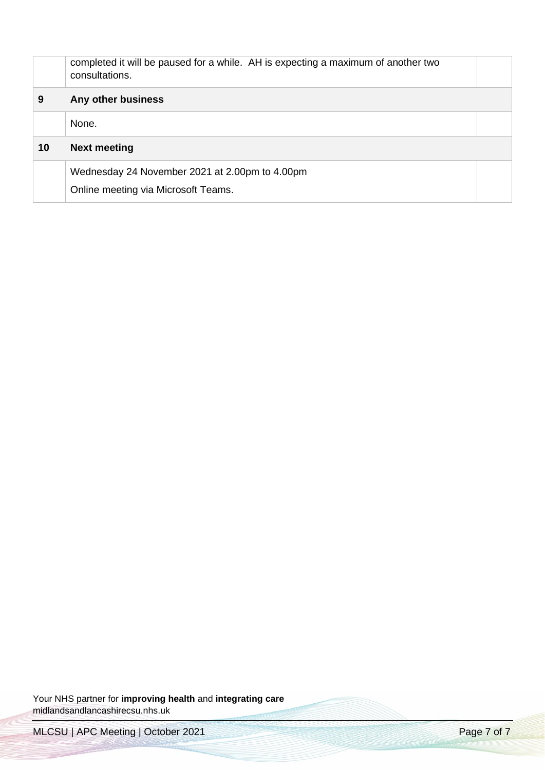| | | |
|---|---|---|
| | completed it will be paused for a while. AH is expecting a maximum of another two consultations. | |
| **9** | **Any other business** | |
| | None. | |
| **10** | **Next meeting** | |
| | Wednesday 24 November 2021 at 2.00pm to 4.00pm<br><br>Online meeting via Microsoft Teams. | |

Your NHS partner for **improving health** and **integrating care**
midlandsandlancashirecsu.nhs.uk